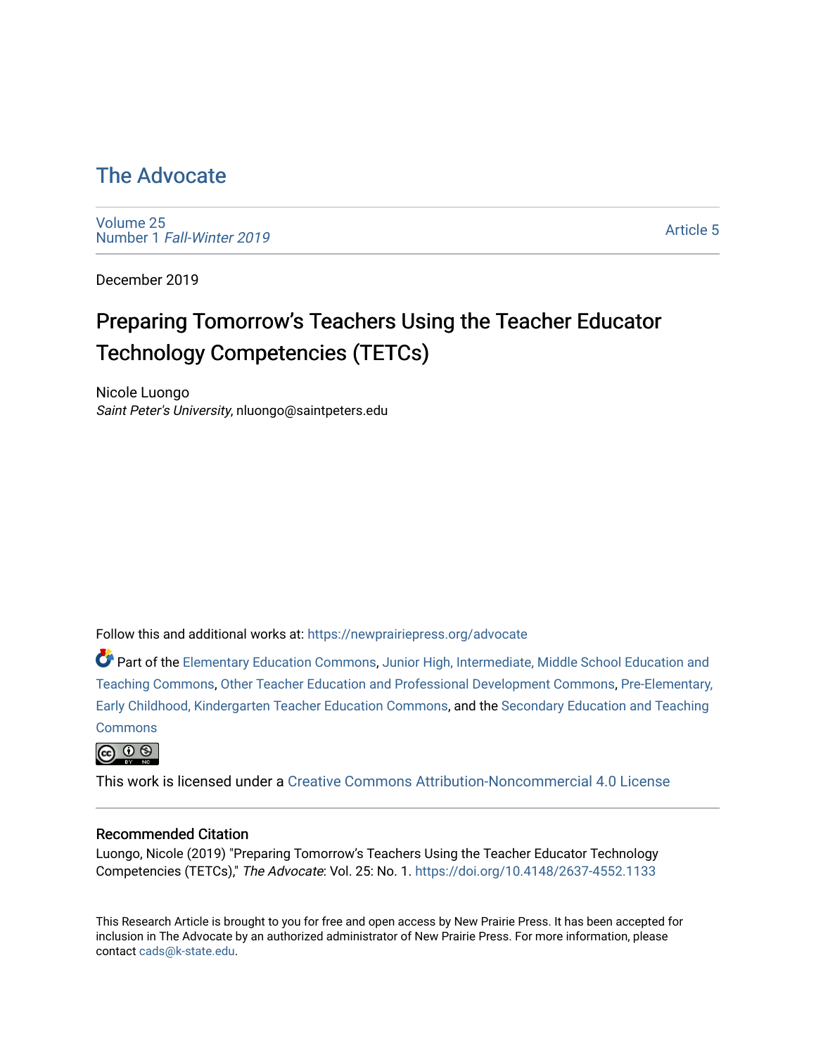# The Advocate

Volume 25
Number 1 *Fall-Winter 2019*

Article 5

December 2019

## Preparing Tomorrow's Teachers Using the Teacher Educator Technology Competencies (TETCs)

Nicole Luongo
*Saint Peter's University*, nluongo@saintpeters.edu

Follow this and additional works at: https://newprairiepress.org/advocate

Part of the Elementary Education Commons, Junior High, Intermediate, Middle School Education and Teaching Commons, Other Teacher Education and Professional Development Commons, Pre-Elementary, Early Childhood, Kindergarten Teacher Education Commons, and the Secondary Education and Teaching Commons

This work is licensed under a Creative Commons Attribution-Noncommercial 4.0 License

### Recommended Citation

Luongo, Nicole (2019) "Preparing Tomorrow's Teachers Using the Teacher Educator Technology Competencies (TETCs)," *The Advocate*: Vol. 25: No. 1. https://doi.org/10.4148/2637-4552.1133

This Research Article is brought to you for free and open access by New Prairie Press. It has been accepted for inclusion in The Advocate by an authorized administrator of New Prairie Press. For more information, please contact cads@k-state.edu.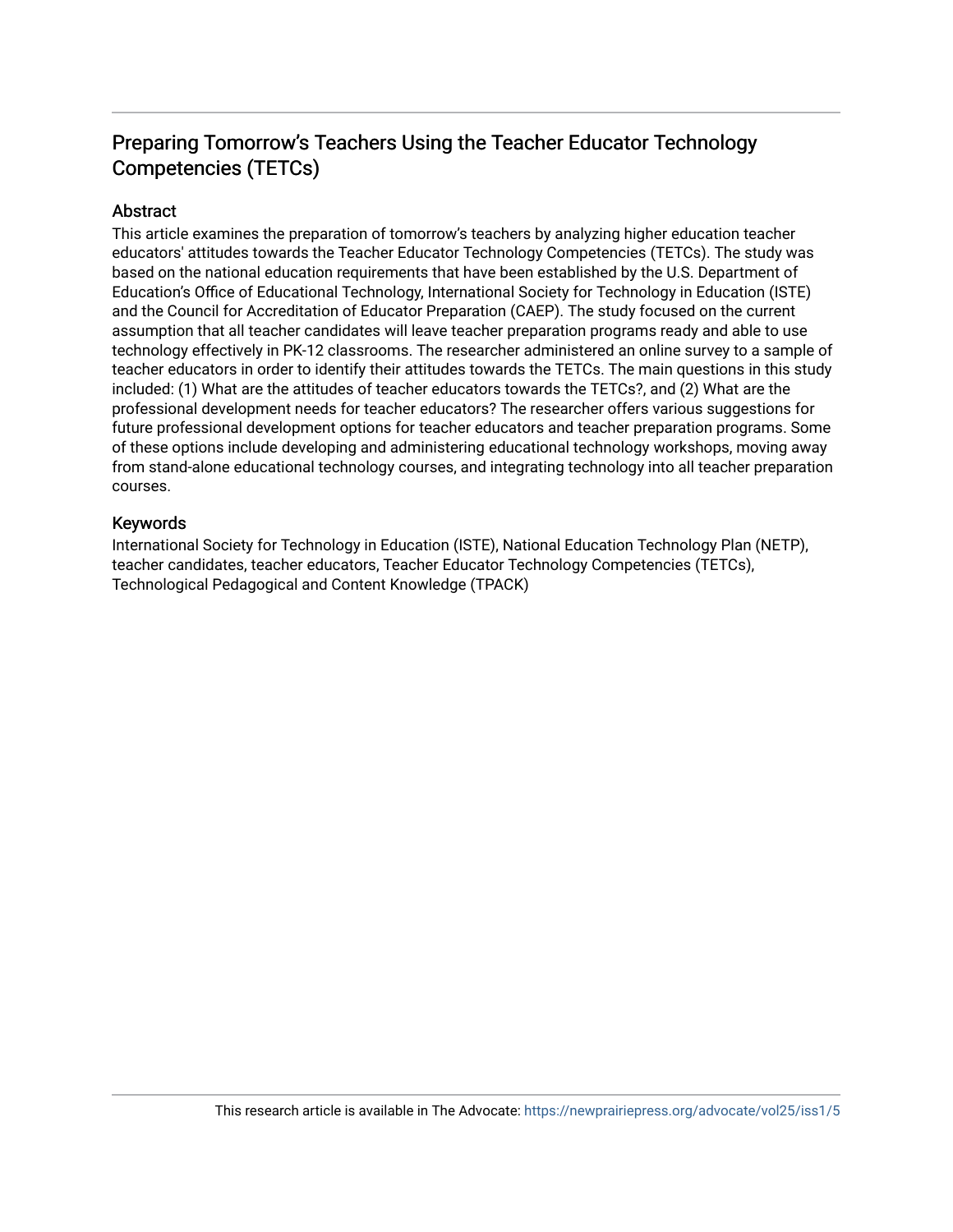## Preparing Tomorrow's Teachers Using the Teacher Educator Technology Competencies (TETCs)

### Abstract

This article examines the preparation of tomorrow's teachers by analyzing higher education teacher educators' attitudes towards the Teacher Educator Technology Competencies (TETCs). The study was based on the national education requirements that have been established by the U.S. Department of Education's Office of Educational Technology, International Society for Technology in Education (ISTE) and the Council for Accreditation of Educator Preparation (CAEP). The study focused on the current assumption that all teacher candidates will leave teacher preparation programs ready and able to use technology effectively in PK-12 classrooms. The researcher administered an online survey to a sample of teacher educators in order to identify their attitudes towards the TETCs. The main questions in this study included: (1) What are the attitudes of teacher educators towards the TETCs?, and (2) What are the professional development needs for teacher educators? The researcher offers various suggestions for future professional development options for teacher educators and teacher preparation programs. Some of these options include developing and administering educational technology workshops, moving away from stand-alone educational technology courses, and integrating technology into all teacher preparation courses.

### Keywords

International Society for Technology in Education (ISTE), National Education Technology Plan (NETP), teacher candidates, teacher educators, Teacher Educator Technology Competencies (TETCs), Technological Pedagogical and Content Knowledge (TPACK)

This research article is available in The Advocate: https://newprairiepress.org/advocate/vol25/iss1/5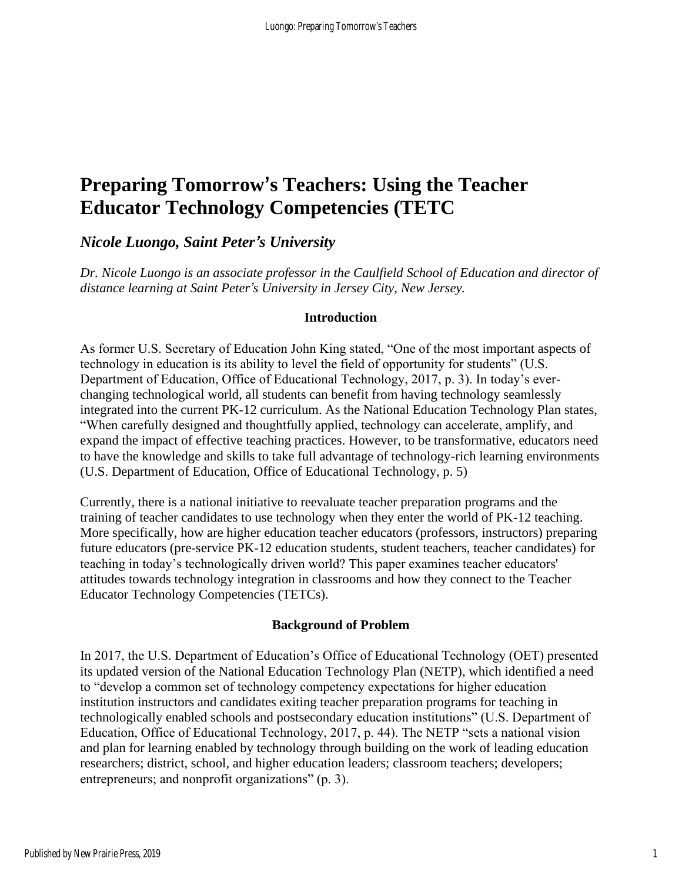# Preparing Tomorrow's Teachers: Using the Teacher Educator Technology Competencies (TETC

## *Nicole Luongo, Saint Peter's University*

*Dr. Nicole Luongo is an associate professor in the Caulfield School of Education and director of distance learning at Saint Peter's University in Jersey City, New Jersey.*

### Introduction

As former U.S. Secretary of Education John King stated, "One of the most important aspects of technology in education is its ability to level the field of opportunity for students" (U.S. Department of Education, Office of Educational Technology, 2017, p. 3). In today's ever-changing technological world, all students can benefit from having technology seamlessly integrated into the current PK-12 curriculum. As the National Education Technology Plan states, "When carefully designed and thoughtfully applied, technology can accelerate, amplify, and expand the impact of effective teaching practices. However, to be transformative, educators need to have the knowledge and skills to take full advantage of technology-rich learning environments (U.S. Department of Education, Office of Educational Technology, p. 5)

Currently, there is a national initiative to reevaluate teacher preparation programs and the training of teacher candidates to use technology when they enter the world of PK-12 teaching. More specifically, how are higher education teacher educators (professors, instructors) preparing future educators (pre-service PK-12 education students, student teachers, teacher candidates) for teaching in today's technologically driven world? This paper examines teacher educators' attitudes towards technology integration in classrooms and how they connect to the Teacher Educator Technology Competencies (TETCs).

### Background of Problem

In 2017, the U.S. Department of Education's Office of Educational Technology (OET) presented its updated version of the National Education Technology Plan (NETP), which identified a need to "develop a common set of technology competency expectations for higher education institution instructors and candidates exiting teacher preparation programs for teaching in technologically enabled schools and postsecondary education institutions" (U.S. Department of Education, Office of Educational Technology, 2017, p. 44). The NETP "sets a national vision and plan for learning enabled by technology through building on the work of leading education researchers; district, school, and higher education leaders; classroom teachers; developers; entrepreneurs; and nonprofit organizations" (p. 3).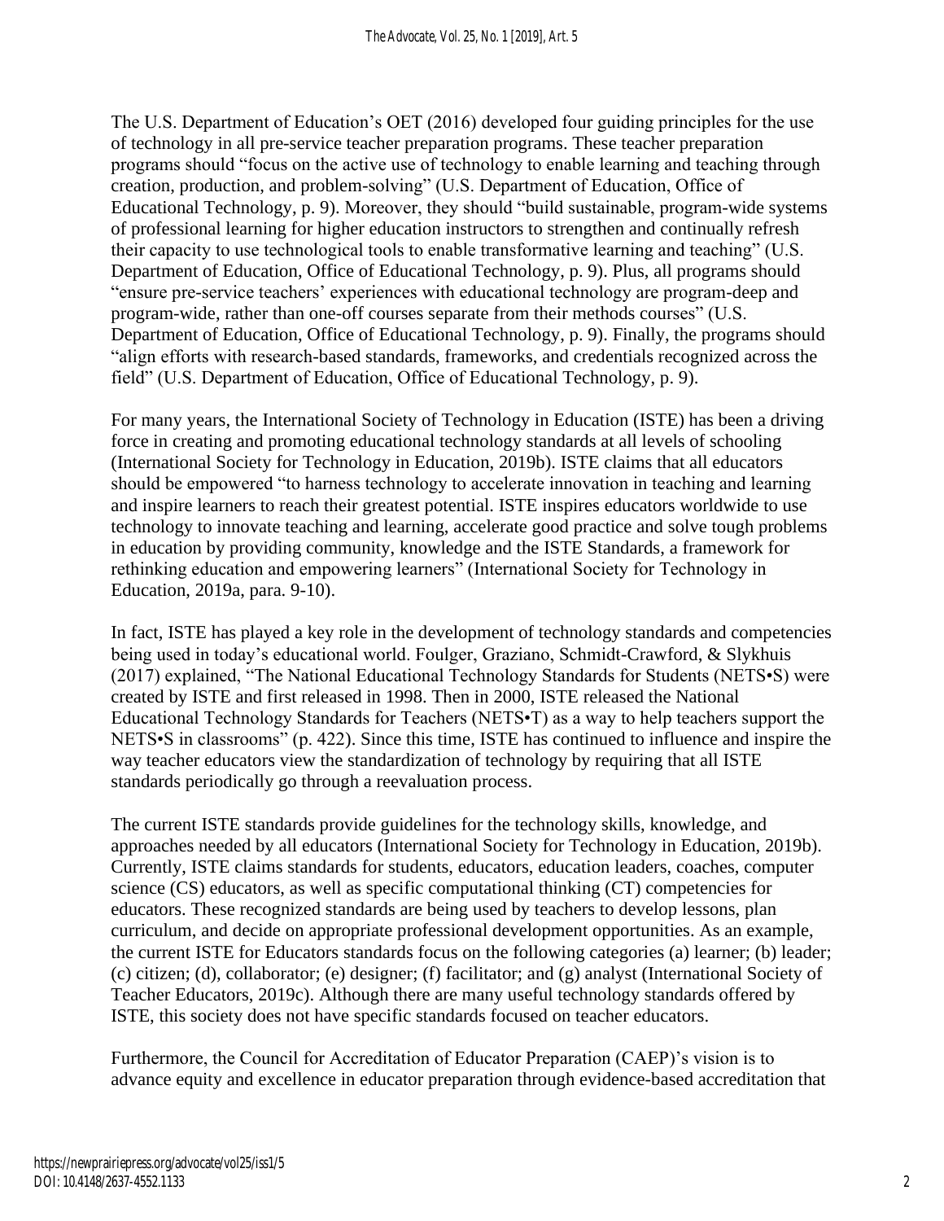The U.S. Department of Education's OET (2016) developed four guiding principles for the use of technology in all pre-service teacher preparation programs. These teacher preparation programs should "focus on the active use of technology to enable learning and teaching through creation, production, and problem-solving" (U.S. Department of Education, Office of Educational Technology, p. 9). Moreover, they should "build sustainable, program-wide systems of professional learning for higher education instructors to strengthen and continually refresh their capacity to use technological tools to enable transformative learning and teaching" (U.S. Department of Education, Office of Educational Technology, p. 9). Plus, all programs should "ensure pre-service teachers' experiences with educational technology are program-deep and program-wide, rather than one-off courses separate from their methods courses" (U.S. Department of Education, Office of Educational Technology, p. 9). Finally, the programs should "align efforts with research-based standards, frameworks, and credentials recognized across the field" (U.S. Department of Education, Office of Educational Technology, p. 9).

For many years, the International Society of Technology in Education (ISTE) has been a driving force in creating and promoting educational technology standards at all levels of schooling (International Society for Technology in Education, 2019b). ISTE claims that all educators should be empowered "to harness technology to accelerate innovation in teaching and learning and inspire learners to reach their greatest potential. ISTE inspires educators worldwide to use technology to innovate teaching and learning, accelerate good practice and solve tough problems in education by providing community, knowledge and the ISTE Standards, a framework for rethinking education and empowering learners" (International Society for Technology in Education, 2019a, para. 9-10).

In fact, ISTE has played a key role in the development of technology standards and competencies being used in today's educational world. Foulger, Graziano, Schmidt-Crawford, & Slykhuis (2017) explained, "The National Educational Technology Standards for Students (NETS•S) were created by ISTE and first released in 1998. Then in 2000, ISTE released the National Educational Technology Standards for Teachers (NETS•T) as a way to help teachers support the NETS•S in classrooms" (p. 422). Since this time, ISTE has continued to influence and inspire the way teacher educators view the standardization of technology by requiring that all ISTE standards periodically go through a reevaluation process.

The current ISTE standards provide guidelines for the technology skills, knowledge, and approaches needed by all educators (International Society for Technology in Education, 2019b). Currently, ISTE claims standards for students, educators, education leaders, coaches, computer science (CS) educators, as well as specific computational thinking (CT) competencies for educators. These recognized standards are being used by teachers to develop lessons, plan curriculum, and decide on appropriate professional development opportunities. As an example, the current ISTE for Educators standards focus on the following categories (a) learner; (b) leader; (c) citizen; (d), collaborator; (e) designer; (f) facilitator; and (g) analyst (International Society of Teacher Educators, 2019c). Although there are many useful technology standards offered by ISTE, this society does not have specific standards focused on teacher educators.

Furthermore, the Council for Accreditation of Educator Preparation (CAEP)'s vision is to advance equity and excellence in educator preparation through evidence-based accreditation that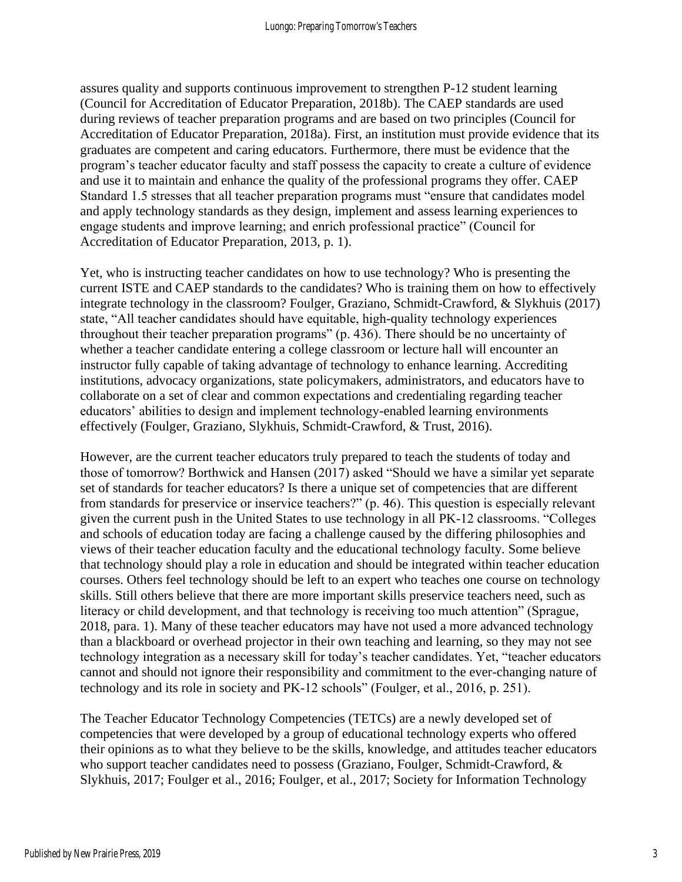assures quality and supports continuous improvement to strengthen P-12 student learning (Council for Accreditation of Educator Preparation, 2018b). The CAEP standards are used during reviews of teacher preparation programs and are based on two principles (Council for Accreditation of Educator Preparation, 2018a). First, an institution must provide evidence that its graduates are competent and caring educators. Furthermore, there must be evidence that the program's teacher educator faculty and staff possess the capacity to create a culture of evidence and use it to maintain and enhance the quality of the professional programs they offer. CAEP Standard 1.5 stresses that all teacher preparation programs must "ensure that candidates model and apply technology standards as they design, implement and assess learning experiences to engage students and improve learning; and enrich professional practice" (Council for Accreditation of Educator Preparation, 2013, p. 1).

Yet, who is instructing teacher candidates on how to use technology? Who is presenting the current ISTE and CAEP standards to the candidates? Who is training them on how to effectively integrate technology in the classroom? Foulger, Graziano, Schmidt-Crawford, & Slykhuis (2017) state, "All teacher candidates should have equitable, high-quality technology experiences throughout their teacher preparation programs" (p. 436). There should be no uncertainty of whether a teacher candidate entering a college classroom or lecture hall will encounter an instructor fully capable of taking advantage of technology to enhance learning. Accrediting institutions, advocacy organizations, state policymakers, administrators, and educators have to collaborate on a set of clear and common expectations and credentialing regarding teacher educators' abilities to design and implement technology-enabled learning environments effectively (Foulger, Graziano, Slykhuis, Schmidt-Crawford, & Trust, 2016).

However, are the current teacher educators truly prepared to teach the students of today and those of tomorrow? Borthwick and Hansen (2017) asked "Should we have a similar yet separate set of standards for teacher educators? Is there a unique set of competencies that are different from standards for preservice or inservice teachers?" (p. 46). This question is especially relevant given the current push in the United States to use technology in all PK-12 classrooms. "Colleges and schools of education today are facing a challenge caused by the differing philosophies and views of their teacher education faculty and the educational technology faculty. Some believe that technology should play a role in education and should be integrated within teacher education courses. Others feel technology should be left to an expert who teaches one course on technology skills. Still others believe that there are more important skills preservice teachers need, such as literacy or child development, and that technology is receiving too much attention" (Sprague, 2018, para. 1). Many of these teacher educators may have not used a more advanced technology than a blackboard or overhead projector in their own teaching and learning, so they may not see technology integration as a necessary skill for today's teacher candidates. Yet, "teacher educators cannot and should not ignore their responsibility and commitment to the ever-changing nature of technology and its role in society and PK-12 schools" (Foulger, et al., 2016, p. 251).

The Teacher Educator Technology Competencies (TETCs) are a newly developed set of competencies that were developed by a group of educational technology experts who offered their opinions as to what they believe to be the skills, knowledge, and attitudes teacher educators who support teacher candidates need to possess (Graziano, Foulger, Schmidt-Crawford, & Slykhuis, 2017; Foulger et al., 2016; Foulger, et al., 2017; Society for Information Technology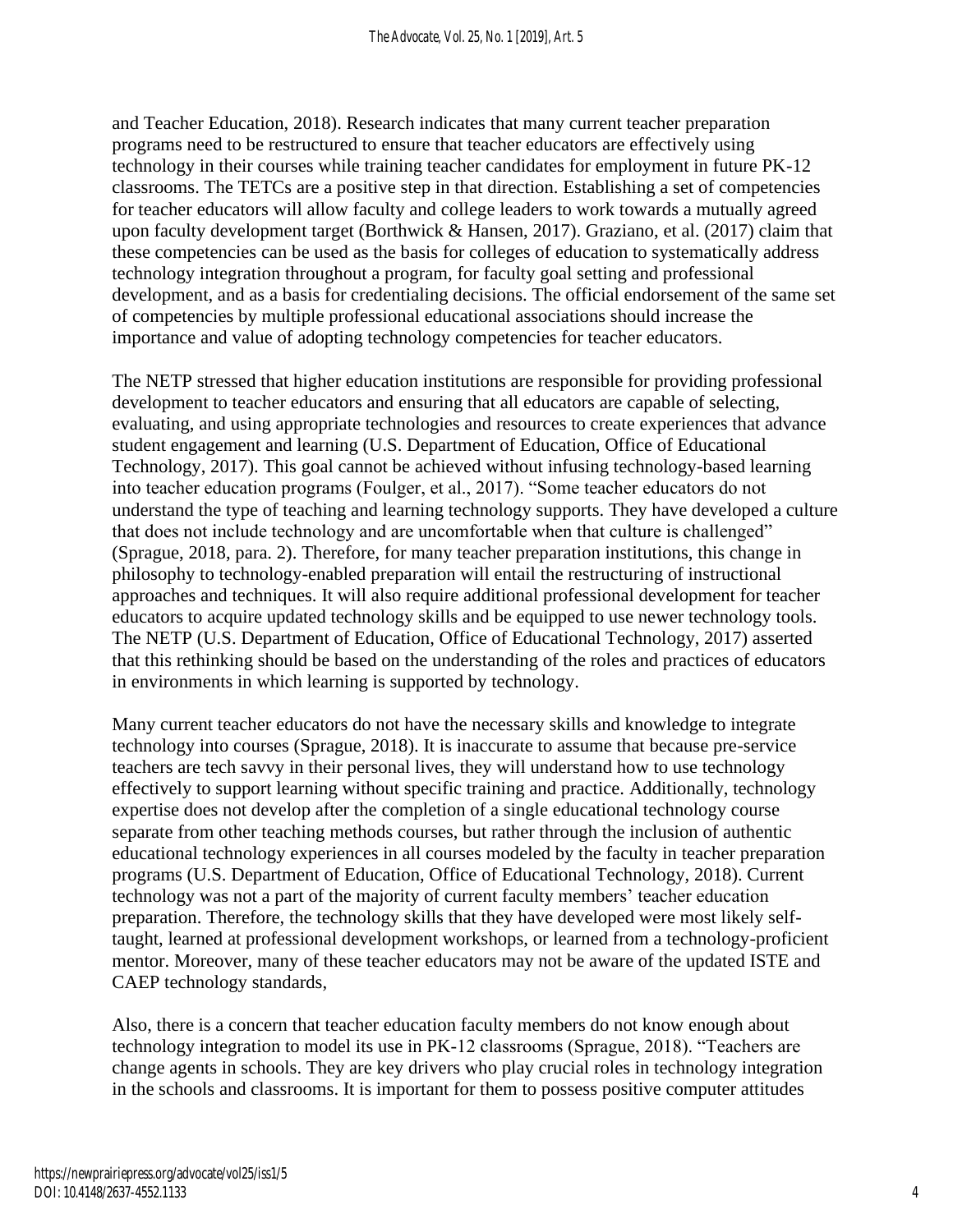and Teacher Education, 2018). Research indicates that many current teacher preparation programs need to be restructured to ensure that teacher educators are effectively using technology in their courses while training teacher candidates for employment in future PK-12 classrooms. The TETCs are a positive step in that direction. Establishing a set of competencies for teacher educators will allow faculty and college leaders to work towards a mutually agreed upon faculty development target (Borthwick & Hansen, 2017). Graziano, et al. (2017) claim that these competencies can be used as the basis for colleges of education to systematically address technology integration throughout a program, for faculty goal setting and professional development, and as a basis for credentialing decisions. The official endorsement of the same set of competencies by multiple professional educational associations should increase the importance and value of adopting technology competencies for teacher educators.

The NETP stressed that higher education institutions are responsible for providing professional development to teacher educators and ensuring that all educators are capable of selecting, evaluating, and using appropriate technologies and resources to create experiences that advance student engagement and learning (U.S. Department of Education, Office of Educational Technology, 2017). This goal cannot be achieved without infusing technology-based learning into teacher education programs (Foulger, et al., 2017). "Some teacher educators do not understand the type of teaching and learning technology supports. They have developed a culture that does not include technology and are uncomfortable when that culture is challenged" (Sprague, 2018, para. 2). Therefore, for many teacher preparation institutions, this change in philosophy to technology-enabled preparation will entail the restructuring of instructional approaches and techniques. It will also require additional professional development for teacher educators to acquire updated technology skills and be equipped to use newer technology tools. The NETP (U.S. Department of Education, Office of Educational Technology, 2017) asserted that this rethinking should be based on the understanding of the roles and practices of educators in environments in which learning is supported by technology.

Many current teacher educators do not have the necessary skills and knowledge to integrate technology into courses (Sprague, 2018). It is inaccurate to assume that because pre-service teachers are tech savvy in their personal lives, they will understand how to use technology effectively to support learning without specific training and practice. Additionally, technology expertise does not develop after the completion of a single educational technology course separate from other teaching methods courses, but rather through the inclusion of authentic educational technology experiences in all courses modeled by the faculty in teacher preparation programs (U.S. Department of Education, Office of Educational Technology, 2018). Current technology was not a part of the majority of current faculty members' teacher education preparation. Therefore, the technology skills that they have developed were most likely self-taught, learned at professional development workshops, or learned from a technology-proficient mentor. Moreover, many of these teacher educators may not be aware of the updated ISTE and CAEP technology standards,

Also, there is a concern that teacher education faculty members do not know enough about technology integration to model its use in PK-12 classrooms (Sprague, 2018). "Teachers are change agents in schools. They are key drivers who play crucial roles in technology integration in the schools and classrooms. It is important for them to possess positive computer attitudes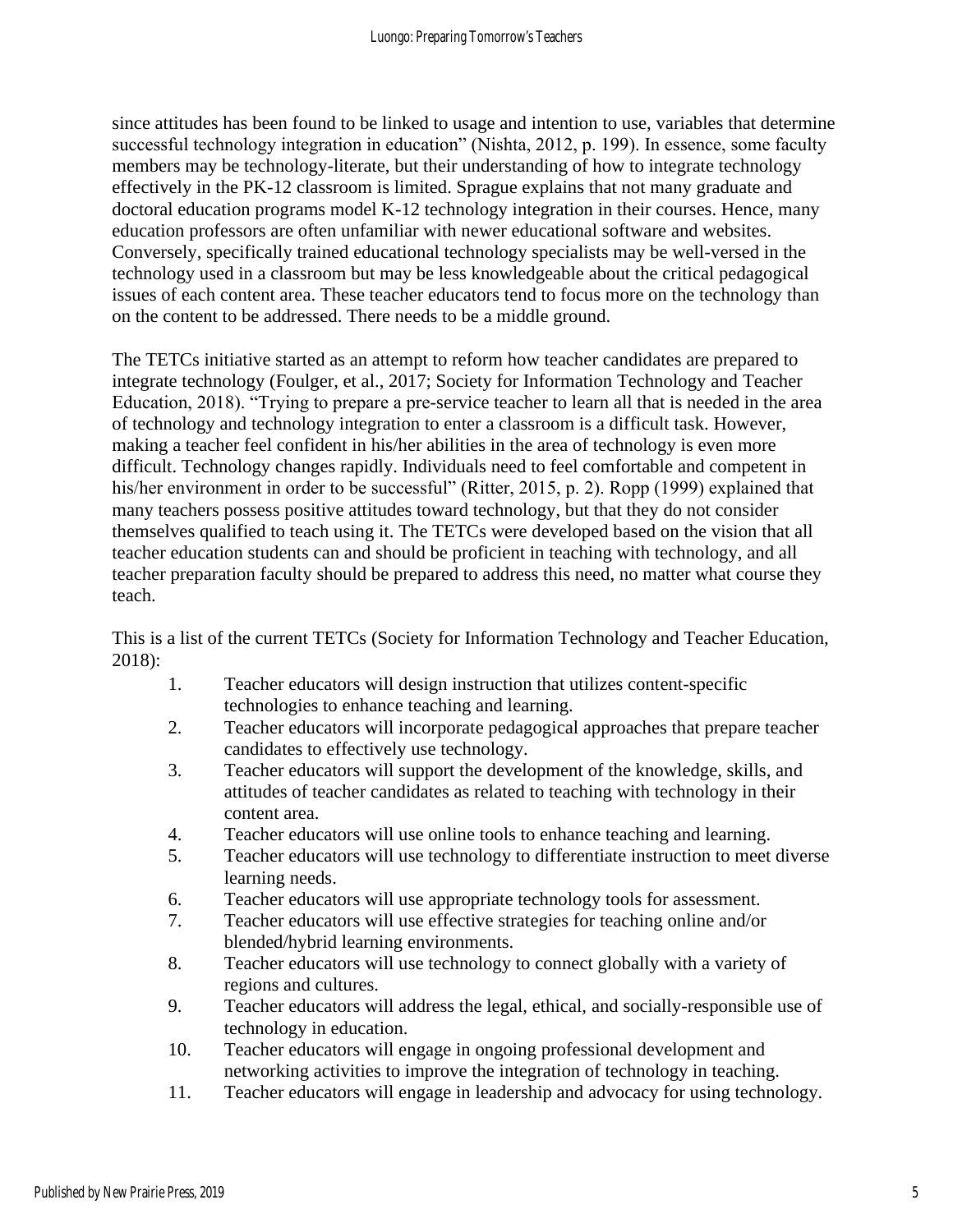since attitudes has been found to be linked to usage and intention to use, variables that determine successful technology integration in education" (Nishta, 2012, p. 199). In essence, some faculty members may be technology-literate, but their understanding of how to integrate technology effectively in the PK-12 classroom is limited. Sprague explains that not many graduate and doctoral education programs model K-12 technology integration in their courses. Hence, many education professors are often unfamiliar with newer educational software and websites. Conversely, specifically trained educational technology specialists may be well-versed in the technology used in a classroom but may be less knowledgeable about the critical pedagogical issues of each content area. These teacher educators tend to focus more on the technology than on the content to be addressed. There needs to be a middle ground.

The TETCs initiative started as an attempt to reform how teacher candidates are prepared to integrate technology (Foulger, et al., 2017; Society for Information Technology and Teacher Education, 2018). "Trying to prepare a pre-service teacher to learn all that is needed in the area of technology and technology integration to enter a classroom is a difficult task. However, making a teacher feel confident in his/her abilities in the area of technology is even more difficult. Technology changes rapidly. Individuals need to feel comfortable and competent in his/her environment in order to be successful" (Ritter, 2015, p. 2). Ropp (1999) explained that many teachers possess positive attitudes toward technology, but that they do not consider themselves qualified to teach using it. The TETCs were developed based on the vision that all teacher education students can and should be proficient in teaching with technology, and all teacher preparation faculty should be prepared to address this need, no matter what course they teach.

This is a list of the current TETCs (Society for Information Technology and Teacher Education, 2018):

1. Teacher educators will design instruction that utilizes content-specific technologies to enhance teaching and learning.
2. Teacher educators will incorporate pedagogical approaches that prepare teacher candidates to effectively use technology.
3. Teacher educators will support the development of the knowledge, skills, and attitudes of teacher candidates as related to teaching with technology in their content area.
4. Teacher educators will use online tools to enhance teaching and learning.
5. Teacher educators will use technology to differentiate instruction to meet diverse learning needs.
6. Teacher educators will use appropriate technology tools for assessment.
7. Teacher educators will use effective strategies for teaching online and/or blended/hybrid learning environments.
8. Teacher educators will use technology to connect globally with a variety of regions and cultures.
9. Teacher educators will address the legal, ethical, and socially-responsible use of technology in education.
10. Teacher educators will engage in ongoing professional development and networking activities to improve the integration of technology in teaching.
11. Teacher educators will engage in leadership and advocacy for using technology.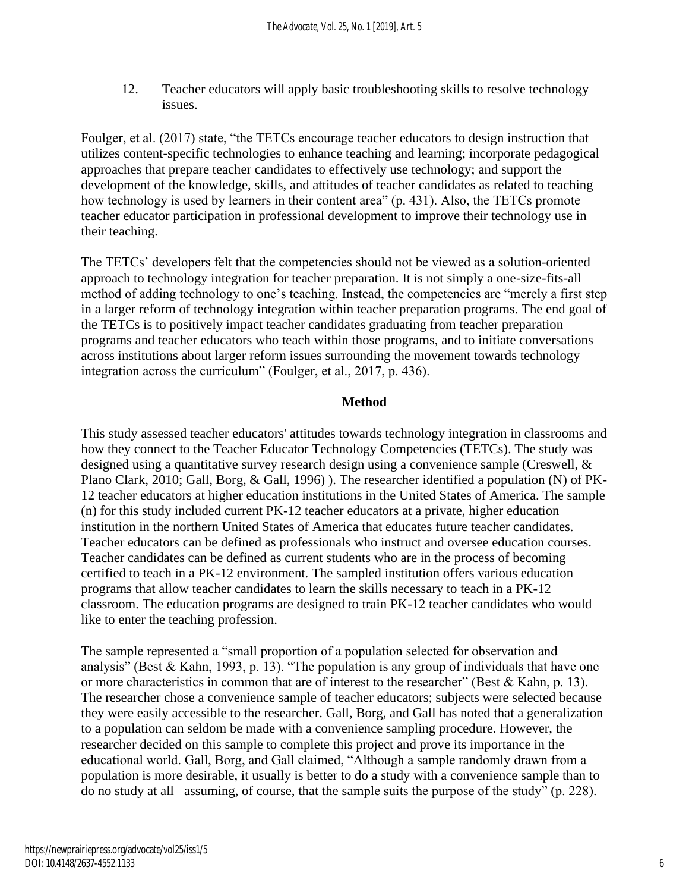12. Teacher educators will apply basic troubleshooting skills to resolve technology issues.

Foulger, et al. (2017) state, "the TETCs encourage teacher educators to design instruction that utilizes content-specific technologies to enhance teaching and learning; incorporate pedagogical approaches that prepare teacher candidates to effectively use technology; and support the development of the knowledge, skills, and attitudes of teacher candidates as related to teaching how technology is used by learners in their content area" (p. 431). Also, the TETCs promote teacher educator participation in professional development to improve their technology use in their teaching.

The TETCs' developers felt that the competencies should not be viewed as a solution-oriented approach to technology integration for teacher preparation. It is not simply a one-size-fits-all method of adding technology to one's teaching. Instead, the competencies are "merely a first step in a larger reform of technology integration within teacher preparation programs. The end goal of the TETCs is to positively impact teacher candidates graduating from teacher preparation programs and teacher educators who teach within those programs, and to initiate conversations across institutions about larger reform issues surrounding the movement towards technology integration across the curriculum" (Foulger, et al., 2017, p. 436).

## Method

This study assessed teacher educators' attitudes towards technology integration in classrooms and how they connect to the Teacher Educator Technology Competencies (TETCs). The study was designed using a quantitative survey research design using a convenience sample (Creswell, & Plano Clark, 2010; Gall, Borg, & Gall, 1996) ). The researcher identified a population (N) of PK-12 teacher educators at higher education institutions in the United States of America. The sample (n) for this study included current PK-12 teacher educators at a private, higher education institution in the northern United States of America that educates future teacher candidates. Teacher educators can be defined as professionals who instruct and oversee education courses. Teacher candidates can be defined as current students who are in the process of becoming certified to teach in a PK-12 environment. The sampled institution offers various education programs that allow teacher candidates to learn the skills necessary to teach in a PK-12 classroom. The education programs are designed to train PK-12 teacher candidates who would like to enter the teaching profession.

The sample represented a "small proportion of a population selected for observation and analysis" (Best & Kahn, 1993, p. 13). "The population is any group of individuals that have one or more characteristics in common that are of interest to the researcher" (Best & Kahn, p. 13). The researcher chose a convenience sample of teacher educators; subjects were selected because they were easily accessible to the researcher. Gall, Borg, and Gall has noted that a generalization to a population can seldom be made with a convenience sampling procedure. However, the researcher decided on this sample to complete this project and prove its importance in the educational world. Gall, Borg, and Gall claimed, "Although a sample randomly drawn from a population is more desirable, it usually is better to do a study with a convenience sample than to do no study at all– assuming, of course, that the sample suits the purpose of the study" (p. 228).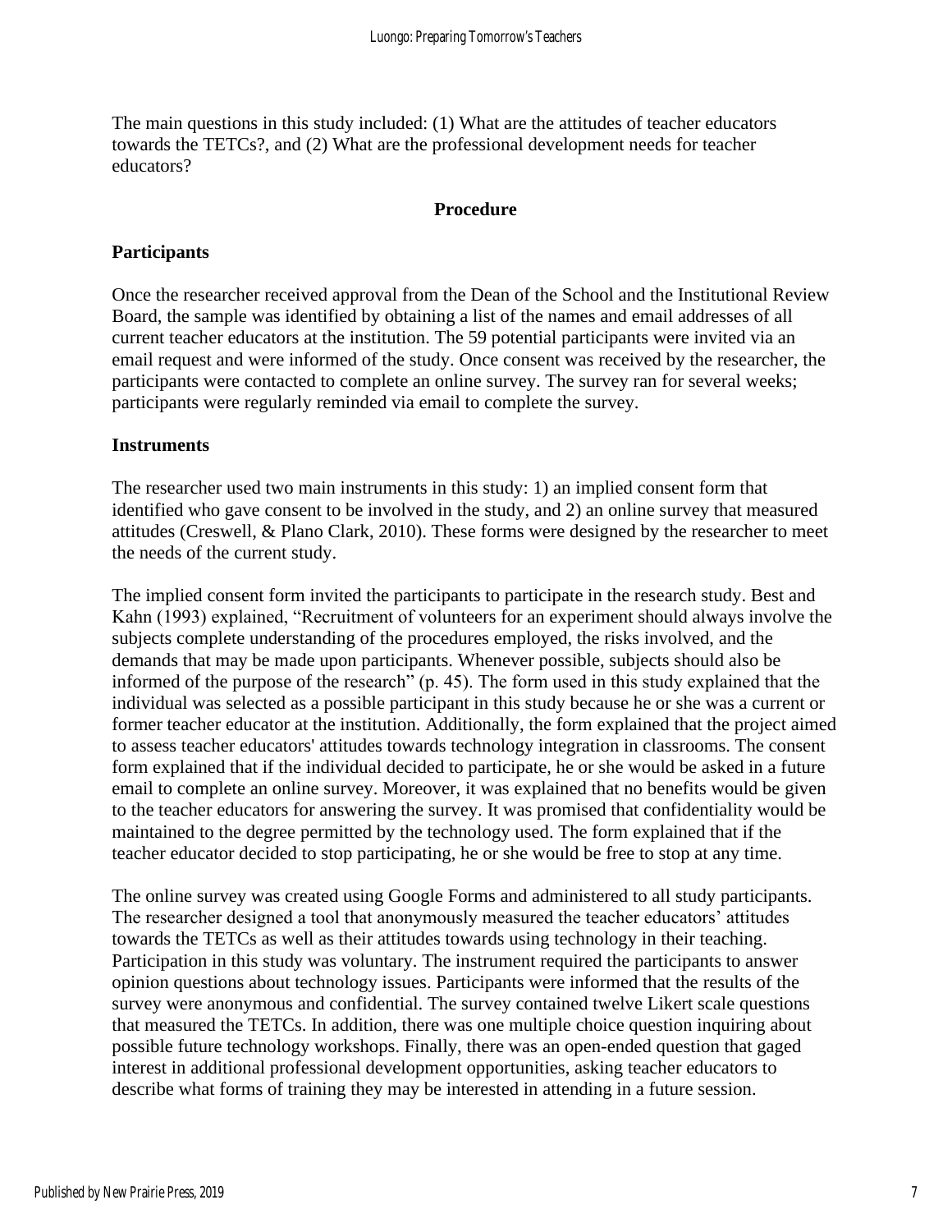The main questions in this study included: (1) What are the attitudes of teacher educators towards the TETCs?, and (2) What are the professional development needs for teacher educators?

## Procedure

### Participants

Once the researcher received approval from the Dean of the School and the Institutional Review Board, the sample was identified by obtaining a list of the names and email addresses of all current teacher educators at the institution. The 59 potential participants were invited via an email request and were informed of the study. Once consent was received by the researcher, the participants were contacted to complete an online survey. The survey ran for several weeks; participants were regularly reminded via email to complete the survey.

### Instruments

The researcher used two main instruments in this study: 1) an implied consent form that identified who gave consent to be involved in the study, and 2) an online survey that measured attitudes (Creswell, & Plano Clark, 2010). These forms were designed by the researcher to meet the needs of the current study.

The implied consent form invited the participants to participate in the research study. Best and Kahn (1993) explained, "Recruitment of volunteers for an experiment should always involve the subjects complete understanding of the procedures employed, the risks involved, and the demands that may be made upon participants. Whenever possible, subjects should also be informed of the purpose of the research" (p. 45). The form used in this study explained that the individual was selected as a possible participant in this study because he or she was a current or former teacher educator at the institution. Additionally, the form explained that the project aimed to assess teacher educators' attitudes towards technology integration in classrooms. The consent form explained that if the individual decided to participate, he or she would be asked in a future email to complete an online survey. Moreover, it was explained that no benefits would be given to the teacher educators for answering the survey. It was promised that confidentiality would be maintained to the degree permitted by the technology used. The form explained that if the teacher educator decided to stop participating, he or she would be free to stop at any time.

The online survey was created using Google Forms and administered to all study participants. The researcher designed a tool that anonymously measured the teacher educators' attitudes towards the TETCs as well as their attitudes towards using technology in their teaching. Participation in this study was voluntary. The instrument required the participants to answer opinion questions about technology issues. Participants were informed that the results of the survey were anonymous and confidential. The survey contained twelve Likert scale questions that measured the TETCs. In addition, there was one multiple choice question inquiring about possible future technology workshops. Finally, there was an open-ended question that gaged interest in additional professional development opportunities, asking teacher educators to describe what forms of training they may be interested in attending in a future session.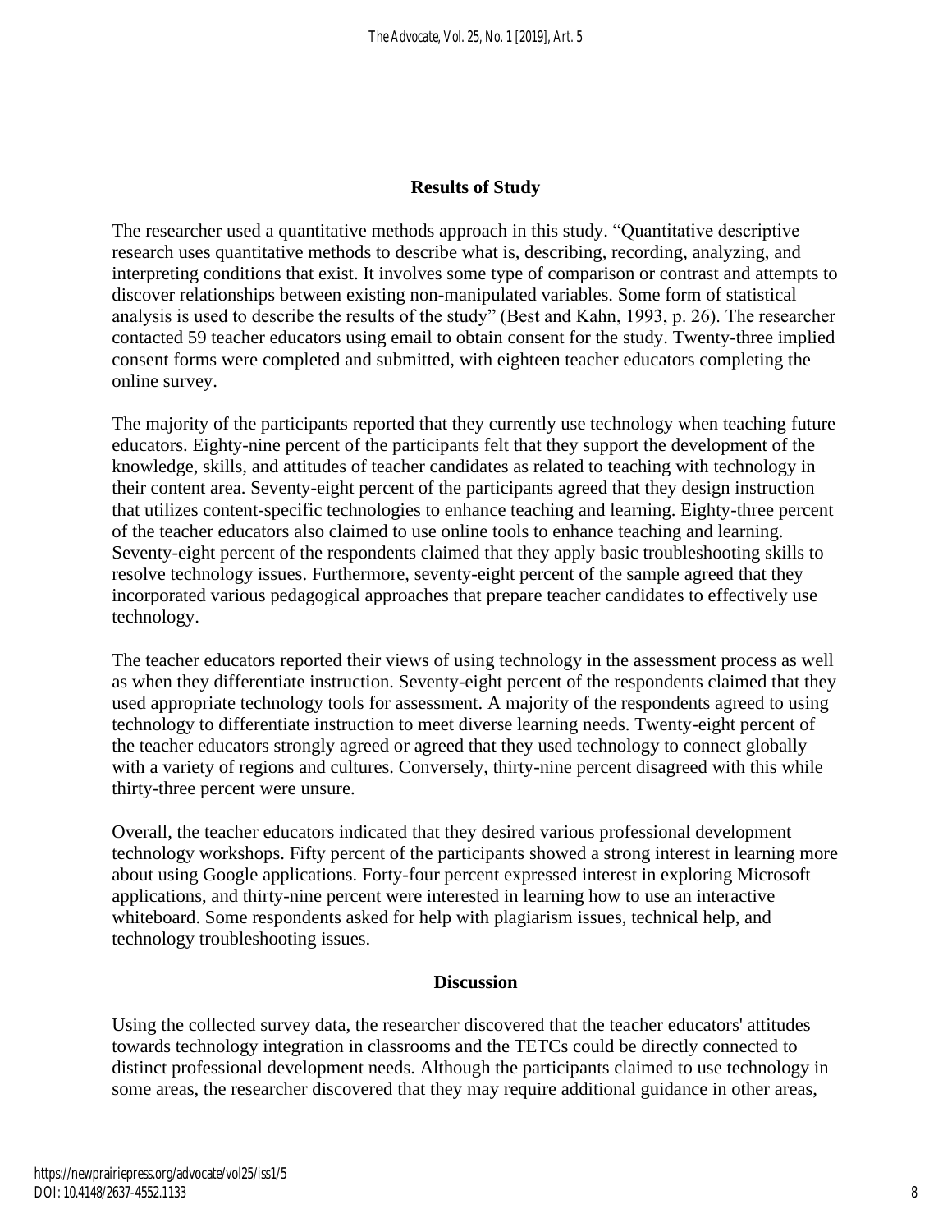## Results of Study

The researcher used a quantitative methods approach in this study. "Quantitative descriptive research uses quantitative methods to describe what is, describing, recording, analyzing, and interpreting conditions that exist. It involves some type of comparison or contrast and attempts to discover relationships between existing non-manipulated variables. Some form of statistical analysis is used to describe the results of the study" (Best and Kahn, 1993, p. 26). The researcher contacted 59 teacher educators using email to obtain consent for the study. Twenty-three implied consent forms were completed and submitted, with eighteen teacher educators completing the online survey.

The majority of the participants reported that they currently use technology when teaching future educators. Eighty-nine percent of the participants felt that they support the development of the knowledge, skills, and attitudes of teacher candidates as related to teaching with technology in their content area. Seventy-eight percent of the participants agreed that they design instruction that utilizes content-specific technologies to enhance teaching and learning. Eighty-three percent of the teacher educators also claimed to use online tools to enhance teaching and learning. Seventy-eight percent of the respondents claimed that they apply basic troubleshooting skills to resolve technology issues. Furthermore, seventy-eight percent of the sample agreed that they incorporated various pedagogical approaches that prepare teacher candidates to effectively use technology.

The teacher educators reported their views of using technology in the assessment process as well as when they differentiate instruction. Seventy-eight percent of the respondents claimed that they used appropriate technology tools for assessment. A majority of the respondents agreed to using technology to differentiate instruction to meet diverse learning needs. Twenty-eight percent of the teacher educators strongly agreed or agreed that they used technology to connect globally with a variety of regions and cultures. Conversely, thirty-nine percent disagreed with this while thirty-three percent were unsure.

Overall, the teacher educators indicated that they desired various professional development technology workshops. Fifty percent of the participants showed a strong interest in learning more about using Google applications. Forty-four percent expressed interest in exploring Microsoft applications, and thirty-nine percent were interested in learning how to use an interactive whiteboard. Some respondents asked for help with plagiarism issues, technical help, and technology troubleshooting issues.

## Discussion

Using the collected survey data, the researcher discovered that the teacher educators' attitudes towards technology integration in classrooms and the TETCs could be directly connected to distinct professional development needs. Although the participants claimed to use technology in some areas, the researcher discovered that they may require additional guidance in other areas,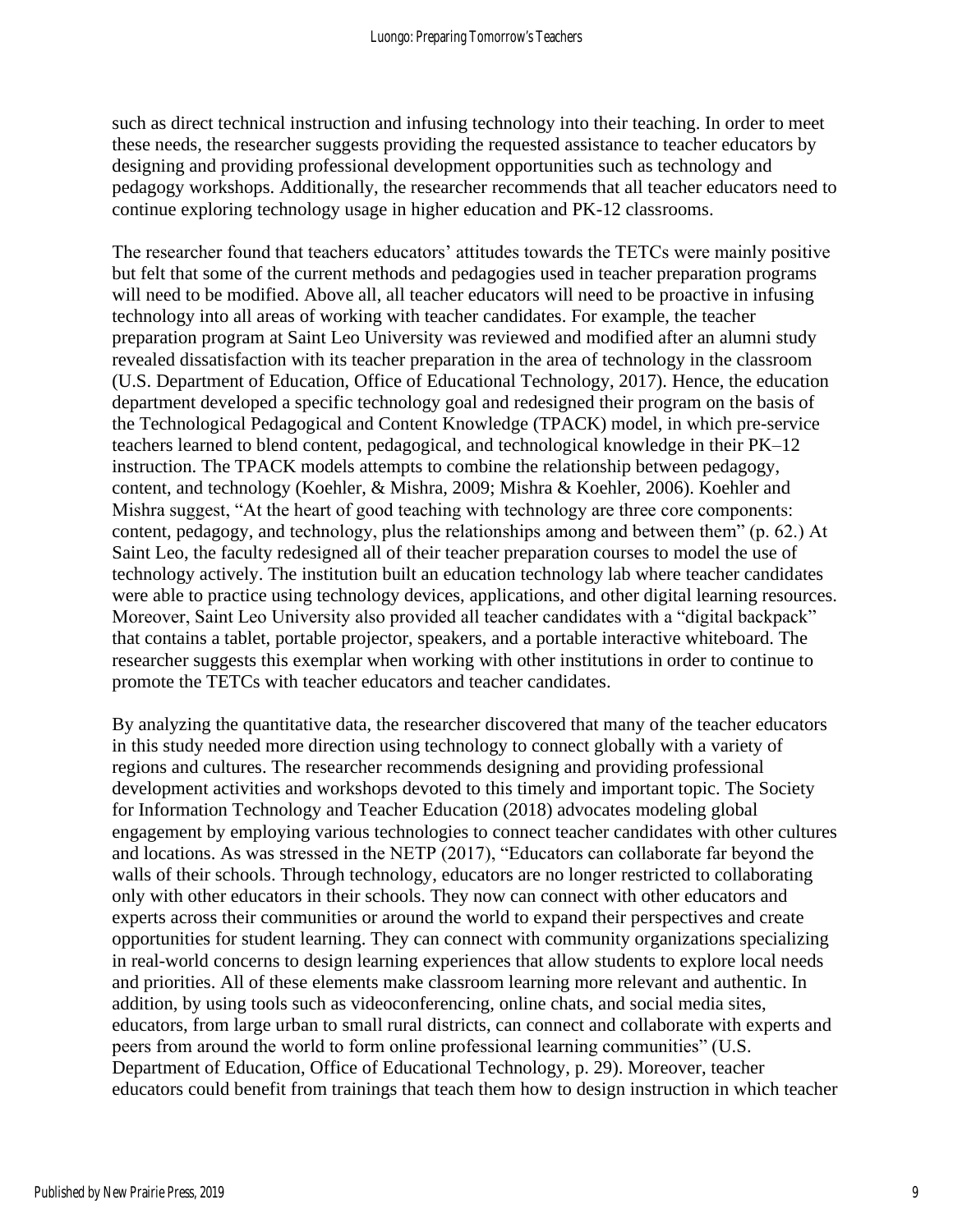such as direct technical instruction and infusing technology into their teaching. In order to meet these needs, the researcher suggests providing the requested assistance to teacher educators by designing and providing professional development opportunities such as technology and pedagogy workshops. Additionally, the researcher recommends that all teacher educators need to continue exploring technology usage in higher education and PK-12 classrooms.

The researcher found that teachers educators' attitudes towards the TETCs were mainly positive but felt that some of the current methods and pedagogies used in teacher preparation programs will need to be modified. Above all, all teacher educators will need to be proactive in infusing technology into all areas of working with teacher candidates. For example, the teacher preparation program at Saint Leo University was reviewed and modified after an alumni study revealed dissatisfaction with its teacher preparation in the area of technology in the classroom (U.S. Department of Education, Office of Educational Technology, 2017). Hence, the education department developed a specific technology goal and redesigned their program on the basis of the Technological Pedagogical and Content Knowledge (TPACK) model, in which pre-service teachers learned to blend content, pedagogical, and technological knowledge in their PK–12 instruction. The TPACK models attempts to combine the relationship between pedagogy, content, and technology (Koehler, & Mishra, 2009; Mishra & Koehler, 2006). Koehler and Mishra suggest, "At the heart of good teaching with technology are three core components: content, pedagogy, and technology, plus the relationships among and between them" (p. 62.) At Saint Leo, the faculty redesigned all of their teacher preparation courses to model the use of technology actively. The institution built an education technology lab where teacher candidates were able to practice using technology devices, applications, and other digital learning resources. Moreover, Saint Leo University also provided all teacher candidates with a "digital backpack" that contains a tablet, portable projector, speakers, and a portable interactive whiteboard. The researcher suggests this exemplar when working with other institutions in order to continue to promote the TETCs with teacher educators and teacher candidates.

By analyzing the quantitative data, the researcher discovered that many of the teacher educators in this study needed more direction using technology to connect globally with a variety of regions and cultures. The researcher recommends designing and providing professional development activities and workshops devoted to this timely and important topic. The Society for Information Technology and Teacher Education (2018) advocates modeling global engagement by employing various technologies to connect teacher candidates with other cultures and locations. As was stressed in the NETP (2017), "Educators can collaborate far beyond the walls of their schools. Through technology, educators are no longer restricted to collaborating only with other educators in their schools. They now can connect with other educators and experts across their communities or around the world to expand their perspectives and create opportunities for student learning. They can connect with community organizations specializing in real-world concerns to design learning experiences that allow students to explore local needs and priorities. All of these elements make classroom learning more relevant and authentic. In addition, by using tools such as videoconferencing, online chats, and social media sites, educators, from large urban to small rural districts, can connect and collaborate with experts and peers from around the world to form online professional learning communities" (U.S. Department of Education, Office of Educational Technology, p. 29). Moreover, teacher educators could benefit from trainings that teach them how to design instruction in which teacher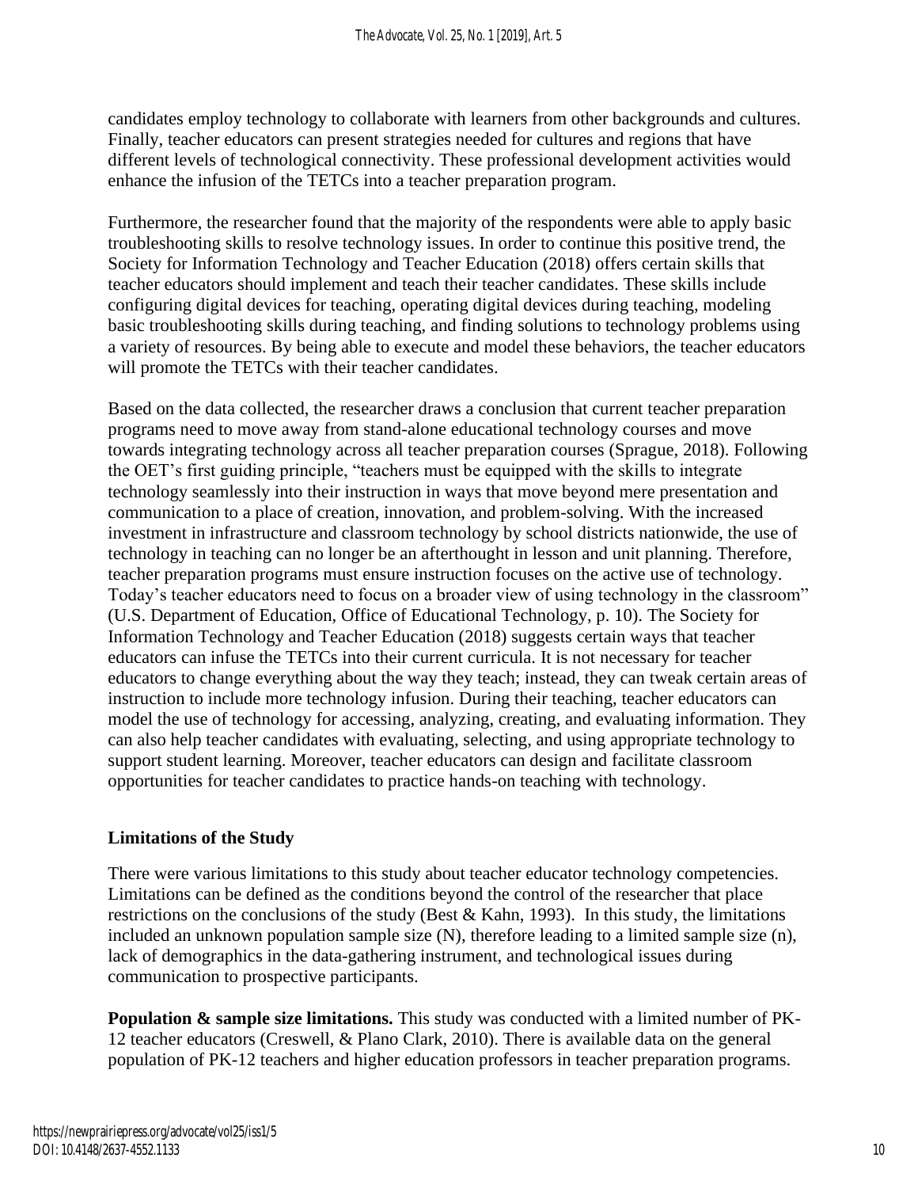candidates employ technology to collaborate with learners from other backgrounds and cultures. Finally, teacher educators can present strategies needed for cultures and regions that have different levels of technological connectivity. These professional development activities would enhance the infusion of the TETCs into a teacher preparation program.

Furthermore, the researcher found that the majority of the respondents were able to apply basic troubleshooting skills to resolve technology issues. In order to continue this positive trend, the Society for Information Technology and Teacher Education (2018) offers certain skills that teacher educators should implement and teach their teacher candidates. These skills include configuring digital devices for teaching, operating digital devices during teaching, modeling basic troubleshooting skills during teaching, and finding solutions to technology problems using a variety of resources. By being able to execute and model these behaviors, the teacher educators will promote the TETCs with their teacher candidates.

Based on the data collected, the researcher draws a conclusion that current teacher preparation programs need to move away from stand-alone educational technology courses and move towards integrating technology across all teacher preparation courses (Sprague, 2018). Following the OET's first guiding principle, "teachers must be equipped with the skills to integrate technology seamlessly into their instruction in ways that move beyond mere presentation and communication to a place of creation, innovation, and problem-solving. With the increased investment in infrastructure and classroom technology by school districts nationwide, the use of technology in teaching can no longer be an afterthought in lesson and unit planning. Therefore, teacher preparation programs must ensure instruction focuses on the active use of technology. Today's teacher educators need to focus on a broader view of using technology in the classroom" (U.S. Department of Education, Office of Educational Technology, p. 10). The Society for Information Technology and Teacher Education (2018) suggests certain ways that teacher educators can infuse the TETCs into their current curricula. It is not necessary for teacher educators to change everything about the way they teach; instead, they can tweak certain areas of instruction to include more technology infusion. During their teaching, teacher educators can model the use of technology for accessing, analyzing, creating, and evaluating information. They can also help teacher candidates with evaluating, selecting, and using appropriate technology to support student learning. Moreover, teacher educators can design and facilitate classroom opportunities for teacher candidates to practice hands-on teaching with technology.

## Limitations of the Study

There were various limitations to this study about teacher educator technology competencies. Limitations can be defined as the conditions beyond the control of the researcher that place restrictions on the conclusions of the study (Best & Kahn, 1993). In this study, the limitations included an unknown population sample size (N), therefore leading to a limited sample size (n), lack of demographics in the data-gathering instrument, and technological issues during communication to prospective participants.

**Population & sample size limitations.** This study was conducted with a limited number of PK-12 teacher educators (Creswell, & Plano Clark, 2010). There is available data on the general population of PK-12 teachers and higher education professors in teacher preparation programs.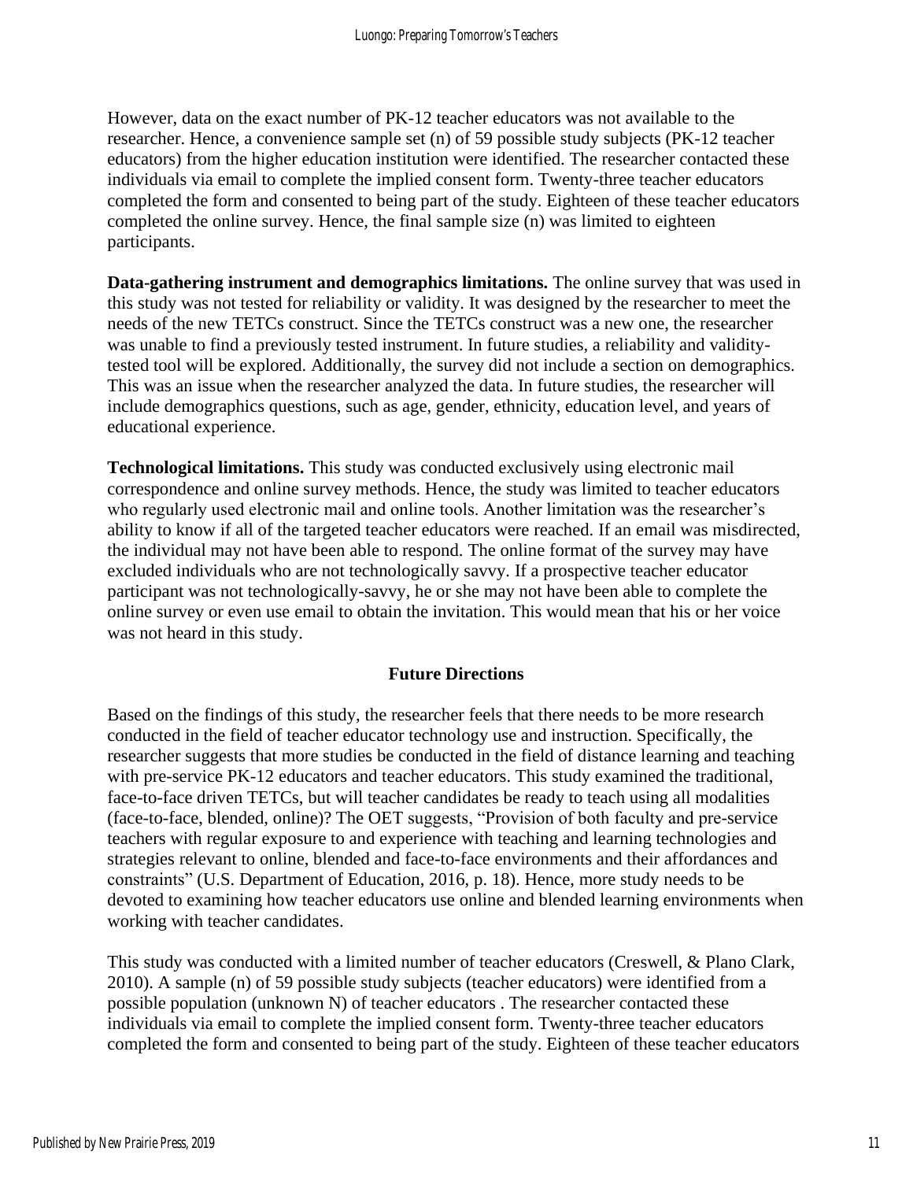However, data on the exact number of PK-12 teacher educators was not available to the researcher. Hence, a convenience sample set (n) of 59 possible study subjects (PK-12 teacher educators) from the higher education institution were identified. The researcher contacted these individuals via email to complete the implied consent form. Twenty-three teacher educators completed the form and consented to being part of the study. Eighteen of these teacher educators completed the online survey. Hence, the final sample size (n) was limited to eighteen participants.

**Data-gathering instrument and demographics limitations.** The online survey that was used in this study was not tested for reliability or validity. It was designed by the researcher to meet the needs of the new TETCs construct. Since the TETCs construct was a new one, the researcher was unable to find a previously tested instrument. In future studies, a reliability and validity-tested tool will be explored. Additionally, the survey did not include a section on demographics. This was an issue when the researcher analyzed the data. In future studies, the researcher will include demographics questions, such as age, gender, ethnicity, education level, and years of educational experience.

**Technological limitations.** This study was conducted exclusively using electronic mail correspondence and online survey methods. Hence, the study was limited to teacher educators who regularly used electronic mail and online tools. Another limitation was the researcher's ability to know if all of the targeted teacher educators were reached. If an email was misdirected, the individual may not have been able to respond. The online format of the survey may have excluded individuals who are not technologically savvy. If a prospective teacher educator participant was not technologically-savvy, he or she may not have been able to complete the online survey or even use email to obtain the invitation. This would mean that his or her voice was not heard in this study.

## Future Directions

Based on the findings of this study, the researcher feels that there needs to be more research conducted in the field of teacher educator technology use and instruction. Specifically, the researcher suggests that more studies be conducted in the field of distance learning and teaching with pre-service PK-12 educators and teacher educators. This study examined the traditional, face-to-face driven TETCs, but will teacher candidates be ready to teach using all modalities (face-to-face, blended, online)? The OET suggests, "Provision of both faculty and pre-service teachers with regular exposure to and experience with teaching and learning technologies and strategies relevant to online, blended and face-to-face environments and their affordances and constraints" (U.S. Department of Education, 2016, p. 18). Hence, more study needs to be devoted to examining how teacher educators use online and blended learning environments when working with teacher candidates.

This study was conducted with a limited number of teacher educators (Creswell, & Plano Clark, 2010). A sample (n) of 59 possible study subjects (teacher educators) were identified from a possible population (unknown N) of teacher educators . The researcher contacted these individuals via email to complete the implied consent form. Twenty-three teacher educators completed the form and consented to being part of the study. Eighteen of these teacher educators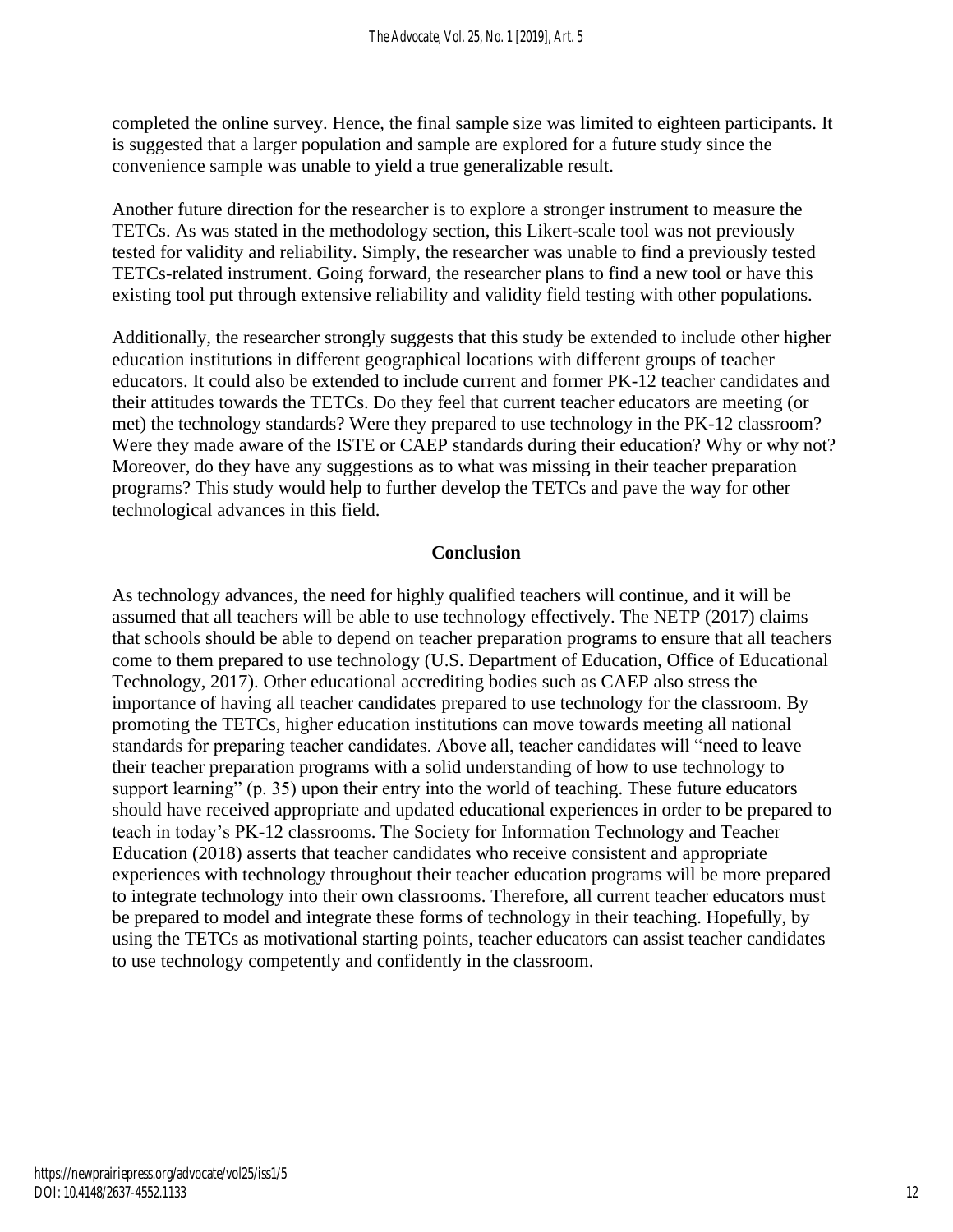completed the online survey. Hence, the final sample size was limited to eighteen participants. It is suggested that a larger population and sample are explored for a future study since the convenience sample was unable to yield a true generalizable result.

Another future direction for the researcher is to explore a stronger instrument to measure the TETCs. As was stated in the methodology section, this Likert-scale tool was not previously tested for validity and reliability. Simply, the researcher was unable to find a previously tested TETCs-related instrument. Going forward, the researcher plans to find a new tool or have this existing tool put through extensive reliability and validity field testing with other populations.

Additionally, the researcher strongly suggests that this study be extended to include other higher education institutions in different geographical locations with different groups of teacher educators. It could also be extended to include current and former PK-12 teacher candidates and their attitudes towards the TETCs. Do they feel that current teacher educators are meeting (or met) the technology standards? Were they prepared to use technology in the PK-12 classroom? Were they made aware of the ISTE or CAEP standards during their education? Why or why not? Moreover, do they have any suggestions as to what was missing in their teacher preparation programs? This study would help to further develop the TETCs and pave the way for other technological advances in this field.

## Conclusion

As technology advances, the need for highly qualified teachers will continue, and it will be assumed that all teachers will be able to use technology effectively. The NETP (2017) claims that schools should be able to depend on teacher preparation programs to ensure that all teachers come to them prepared to use technology (U.S. Department of Education, Office of Educational Technology, 2017). Other educational accrediting bodies such as CAEP also stress the importance of having all teacher candidates prepared to use technology for the classroom. By promoting the TETCs, higher education institutions can move towards meeting all national standards for preparing teacher candidates. Above all, teacher candidates will "need to leave their teacher preparation programs with a solid understanding of how to use technology to support learning" (p. 35) upon their entry into the world of teaching. These future educators should have received appropriate and updated educational experiences in order to be prepared to teach in today's PK-12 classrooms. The Society for Information Technology and Teacher Education (2018) asserts that teacher candidates who receive consistent and appropriate experiences with technology throughout their teacher education programs will be more prepared to integrate technology into their own classrooms. Therefore, all current teacher educators must be prepared to model and integrate these forms of technology in their teaching. Hopefully, by using the TETCs as motivational starting points, teacher educators can assist teacher candidates to use technology competently and confidently in the classroom.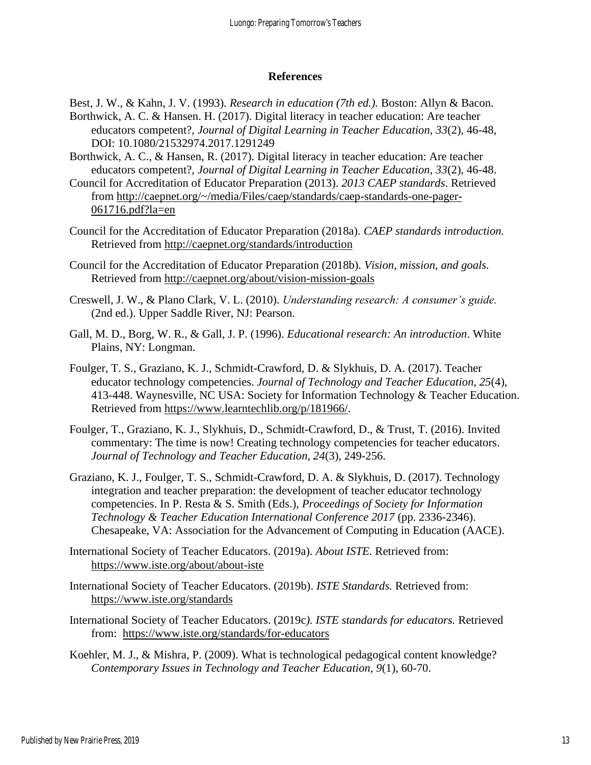## References

Best, J. W., & Kahn, J. V. (1993). *Research in education (7th ed.).* Boston: Allyn & Bacon.

Borthwick, A. C. & Hansen. H. (2017). Digital literacy in teacher education: Are teacher educators competent?, *Journal of Digital Learning in Teacher Education, 33*(2), 46-48, DOI: 10.1080/21532974.2017.1291249

Borthwick, A. C., & Hansen, R. (2017). Digital literacy in teacher education: Are teacher educators competent?, *Journal of Digital Learning in Teacher Education, 33*(2), 46-48.

Council for Accreditation of Educator Preparation (2013). *2013 CAEP standards*. Retrieved from http://caepnet.org/~/media/Files/caep/standards/caep-standards-one-pager-061716.pdf?la=en

Council for the Accreditation of Educator Preparation (2018a). *CAEP standards introduction.* Retrieved from http://caepnet.org/standards/introduction

Council for the Accreditation of Educator Preparation (2018b). *Vision, mission, and goals.* Retrieved from http://caepnet.org/about/vision-mission-goals

Creswell, J. W., & Plano Clark, V. L. (2010). *Understanding research: A consumer's guide.* (2nd ed.). Upper Saddle River, NJ: Pearson.

Gall, M. D., Borg, W. R., & Gall, J. P. (1996). *Educational research: An introduction*. White Plains, NY: Longman.

Foulger, T. S., Graziano, K. J., Schmidt-Crawford, D. & Slykhuis, D. A. (2017). Teacher educator technology competencies. *Journal of Technology and Teacher Education, 25*(4), 413-448. Waynesville, NC USA: Society for Information Technology & Teacher Education. Retrieved from https://www.learntechlib.org/p/181966/.

Foulger, T., Graziano, K. J., Slykhuis, D., Schmidt-Crawford, D., & Trust, T. (2016). Invited commentary: The time is now! Creating technology competencies for teacher educators. *Journal of Technology and Teacher Education, 24*(3), 249-256.

Graziano, K. J., Foulger, T. S., Schmidt-Crawford, D. A. & Slykhuis, D. (2017). Technology integration and teacher preparation: the development of teacher educator technology competencies. In P. Resta & S. Smith (Eds.), *Proceedings of Society for Information Technology & Teacher Education International Conference 2017* (pp. 2336-2346). Chesapeake, VA: Association for the Advancement of Computing in Education (AACE).

International Society of Teacher Educators. (2019a). *About ISTE.* Retrieved from: https://www.iste.org/about/about-iste

International Society of Teacher Educators. (2019b). *ISTE Standards.* Retrieved from: https://www.iste.org/standards

International Society of Teacher Educators. (2019c). *ISTE standards for educators.* Retrieved from: https://www.iste.org/standards/for-educators

Koehler, M. J., & Mishra, P. (2009). What is technological pedagogical content knowledge? *Contemporary Issues in Technology and Teacher Education, 9*(1), 60-70.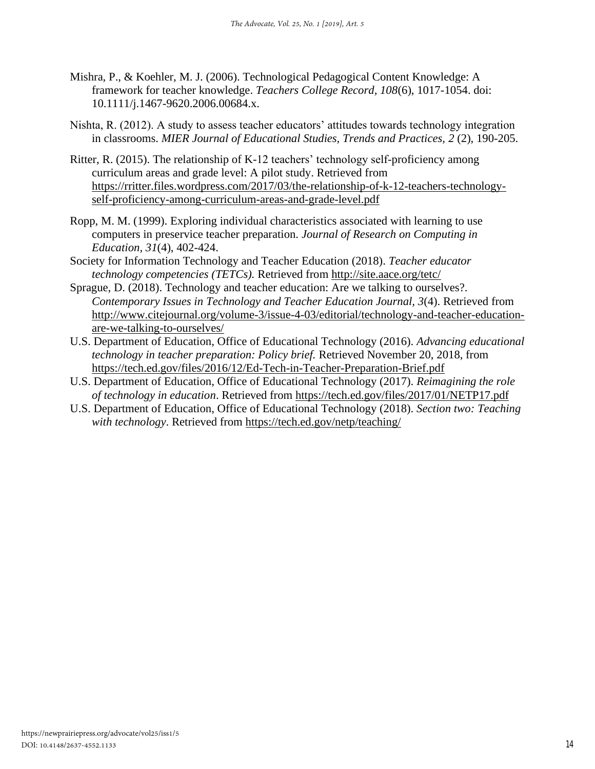Mishra, P., & Koehler, M. J. (2006). Technological Pedagogical Content Knowledge: A framework for teacher knowledge. *Teachers College Record, 108*(6), 1017-1054. doi: 10.1111/j.1467-9620.2006.00684.x.

Nishta, R. (2012). A study to assess teacher educators' attitudes towards technology integration in classrooms. *MIER Journal of Educational Studies, Trends and Practices, 2* (2), 190-205.

Ritter, R. (2015). The relationship of K-12 teachers' technology self-proficiency among curriculum areas and grade level: A pilot study. Retrieved from https://rritter.files.wordpress.com/2017/03/the-relationship-of-k-12-teachers-technology-self-proficiency-among-curriculum-areas-and-grade-level.pdf

Ropp, M. M. (1999). Exploring individual characteristics associated with learning to use computers in preservice teacher preparation. *Journal of Research on Computing in Education, 31*(4), 402-424.

Society for Information Technology and Teacher Education (2018). *Teacher educator technology competencies (TETCs).* Retrieved from http://site.aace.org/tetc/

Sprague, D. (2018). Technology and teacher education: Are we talking to ourselves?. *Contemporary Issues in Technology and Teacher Education Journal*, *3*(4). Retrieved from http://www.citejournal.org/volume-3/issue-4-03/editorial/technology-and-teacher-education-are-we-talking-to-ourselves/

U.S. Department of Education, Office of Educational Technology (2016). *Advancing educational technology in teacher preparation: Policy brief.* Retrieved November 20, 2018, from https://tech.ed.gov/files/2016/12/Ed-Tech-in-Teacher-Preparation-Brief.pdf

U.S. Department of Education, Office of Educational Technology (2017). *Reimagining the role of technology in education*. Retrieved from https://tech.ed.gov/files/2017/01/NETP17.pdf

U.S. Department of Education, Office of Educational Technology (2018). *Section two: Teaching with technology*. Retrieved from https://tech.ed.gov/netp/teaching/